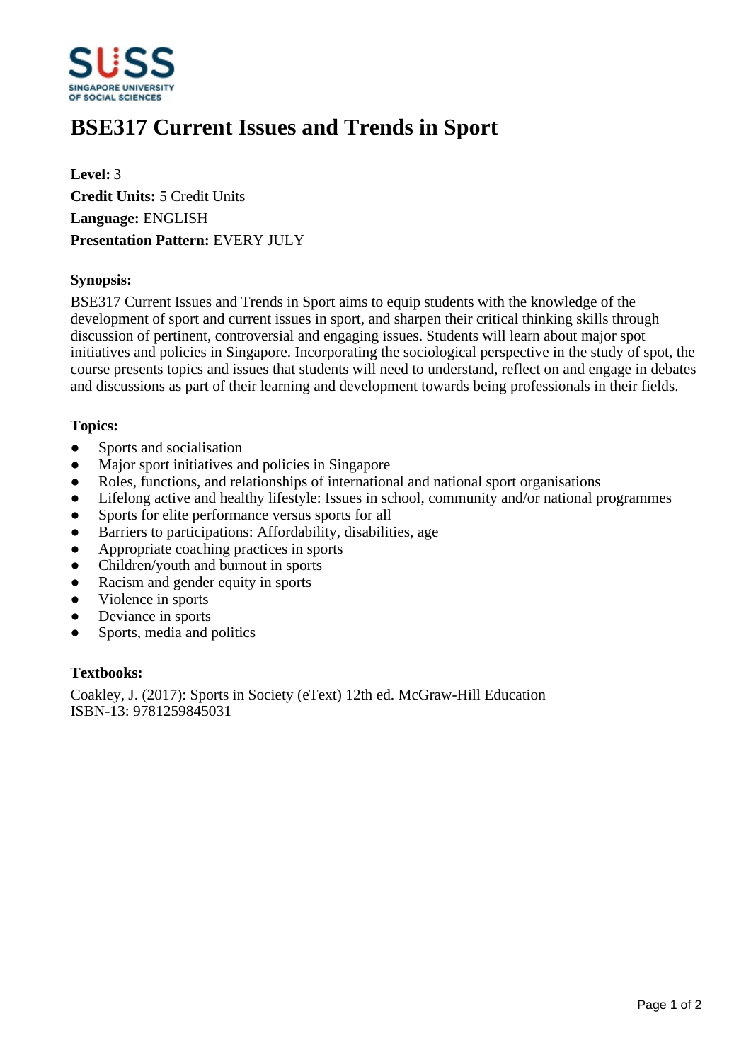# BSE317 Current Issues and Trends in Sport

**Level:** 3
**Credit Units:** 5 Credit Units
**Language:** ENGLISH
**Presentation Pattern:** EVERY JULY

### Synopsis:

BSE317 Current Issues and Trends in Sport aims to equip students with the knowledge of the development of sport and current issues in sport, and sharpen their critical thinking skills through discussion of pertinent, controversial and engaging issues. Students will learn about major spot initiatives and policies in Singapore. Incorporating the sociological perspective in the study of spot, the course presents topics and issues that students will need to understand, reflect on and engage in debates and discussions as part of their learning and development towards being professionals in their fields.

### Topics:

- Sports and socialisation
- Major sport initiatives and policies in Singapore
- Roles, functions, and relationships of international and national sport organisations
- Lifelong active and healthy lifestyle: Issues in school, community and/or national programmes
- Sports for elite performance versus sports for all
- Barriers to participations: Affordability, disabilities, age
- Appropriate coaching practices in sports
- Children/youth and burnout in sports
- Racism and gender equity in sports
- Violence in sports
- Deviance in sports
- Sports, media and politics

### Textbooks:

Coakley, J. (2017): Sports in Society (eText) 12th ed. McGraw-Hill Education
ISBN-13: 9781259845031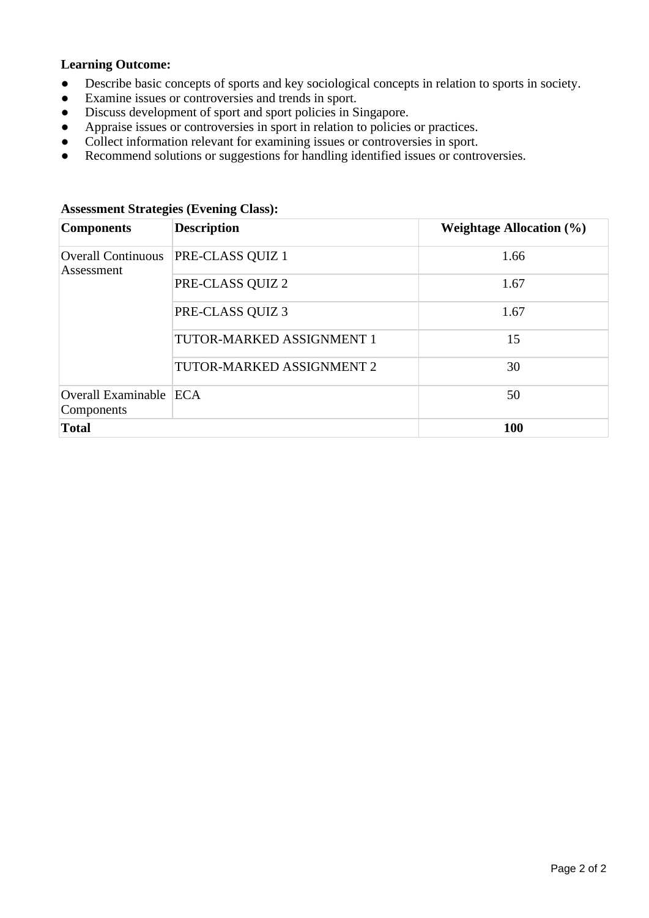**Learning Outcome:**

- Describe basic concepts of sports and key sociological concepts in relation to sports in society.
- Examine issues or controversies and trends in sport.
- Discuss development of sport and sport policies in Singapore.
- Appraise issues or controversies in sport in relation to policies or practices.
- Collect information relevant for examining issues or controversies in sport.
- Recommend solutions or suggestions for handling identified issues or controversies.

**Assessment Strategies (Evening Class):**

| **Components** | **Description** | **Weightage Allocation (%)** |
|---|---|---|
| Overall Continuous Assessment | PRE-CLASS QUIZ 1 | 1.66 |
| | PRE-CLASS QUIZ 2 | 1.67 |
| | PRE-CLASS QUIZ 3 | 1.67 |
| | TUTOR-MARKED ASSIGNMENT 1 | 15 |
| | TUTOR-MARKED ASSIGNMENT 2 | 30 |
| Overall Examinable Components | ECA | 50 |
| **Total** | | **100** |